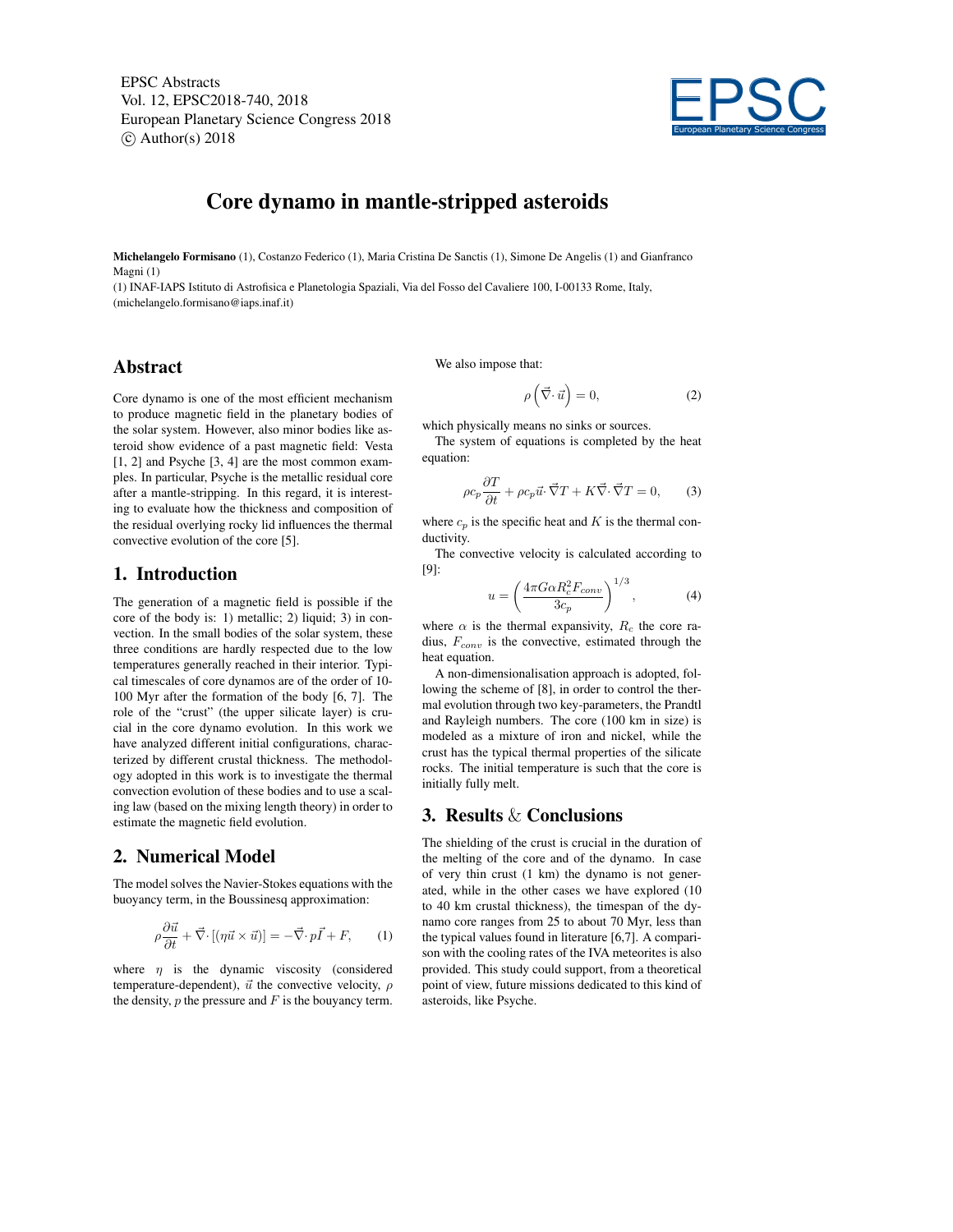EPSC Abstracts
Vol. 12, EPSC2018-740, 2018
European Planetary Science Congress 2018
© Author(s) 2018

# Core dynamo in mantle-stripped asteroids

**Michelangelo Formisano** (1), Costanzo Federico (1), Maria Cristina De Sanctis (1), Simone De Angelis (1) and Gianfranco Magni (1)

(1) INAF-IAPS Istituto di Astrofisica e Planetologia Spaziali, Via del Fosso del Cavaliere 100, I-00133 Rome, Italy, (michelangelo.formisano@iaps.inaf.it)

## Abstract

Core dynamo is one of the most efficient mechanism to produce magnetic field in the planetary bodies of the solar system. However, also minor bodies like asteroid show evidence of a past magnetic field: Vesta [1, 2] and Psyche [3, 4] are the most common examples. In particular, Psyche is the metallic residual core after a mantle-stripping. In this regard, it is interesting to evaluate how the thickness and composition of the residual overlying rocky lid influences the thermal convective evolution of the core [5].

## 1. Introduction

The generation of a magnetic field is possible if the core of the body is: 1) metallic; 2) liquid; 3) in convection. In the small bodies of the solar system, these three conditions are hardly respected due to the low temperatures generally reached in their interior. Typical timescales of core dynamos are of the order of 10-100 Myr after the formation of the body [6, 7]. The role of the "crust" (the upper silicate layer) is crucial in the core dynamo evolution. In this work we have analyzed different initial configurations, characterized by different crustal thickness. The methodology adopted in this work is to investigate the thermal convection evolution of these bodies and to use a scaling law (based on the mixing length theory) in order to estimate the magnetic field evolution.

## 2. Numerical Model

The model solves the Navier-Stokes equations with the buoyancy term, in the Boussinesq approximation:

$$\rho \frac{\partial \vec{u}}{\partial t} + \vec{\nabla} \cdot [(\eta \vec{u} \times \vec{u})] = -\vec{\nabla} \cdot p\vec{I} + F, \qquad (1)$$

where $\eta$ is the dynamic viscosity (considered temperature-dependent), $\vec{u}$ the convective velocity, $\rho$ the density, $p$ the pressure and $F$ is the bouyancy term.

We also impose that:

$$\rho \left( \vec{\nabla} \cdot \vec{u} \right) = 0, \qquad (2)$$

which physically means no sinks or sources.

The system of equations is completed by the heat equation:

$$\rho c_p \frac{\partial T}{\partial t} + \rho c_p \vec{u} \cdot \vec{\nabla} T + K \vec{\nabla} \cdot \vec{\nabla} T = 0, \qquad (3)$$

where $c_p$ is the specific heat and $K$ is the thermal conductivity.

The convective velocity is calculated according to [9]:

$$u = \left( \frac{4\pi G \alpha R_c^2 F_{conv}}{3 c_p} \right)^{1/3}, \qquad (4)$$

where $\alpha$ is the thermal expansivity, $R_c$ the core radius, $F_{conv}$ is the convective, estimated through the heat equation.

A non-dimensionalisation approach is adopted, following the scheme of [8], in order to control the thermal evolution through two key-parameters, the Prandtl and Rayleigh numbers. The core (100 km in size) is modeled as a mixture of iron and nickel, while the crust has the typical thermal properties of the silicate rocks. The initial temperature is such that the core is initially fully melt.

## 3. Results & Conclusions

The shielding of the crust is crucial in the duration of the melting of the core and of the dynamo. In case of very thin crust (1 km) the dynamo is not generated, while in the other cases we have explored (10 to 40 km crustal thickness), the timespan of the dynamo core ranges from 25 to about 70 Myr, less than the typical values found in literature [6,7]. A comparison with the cooling rates of the IVA meteorites is also provided. This study could support, from a theoretical point of view, future missions dedicated to this kind of asteroids, like Psyche.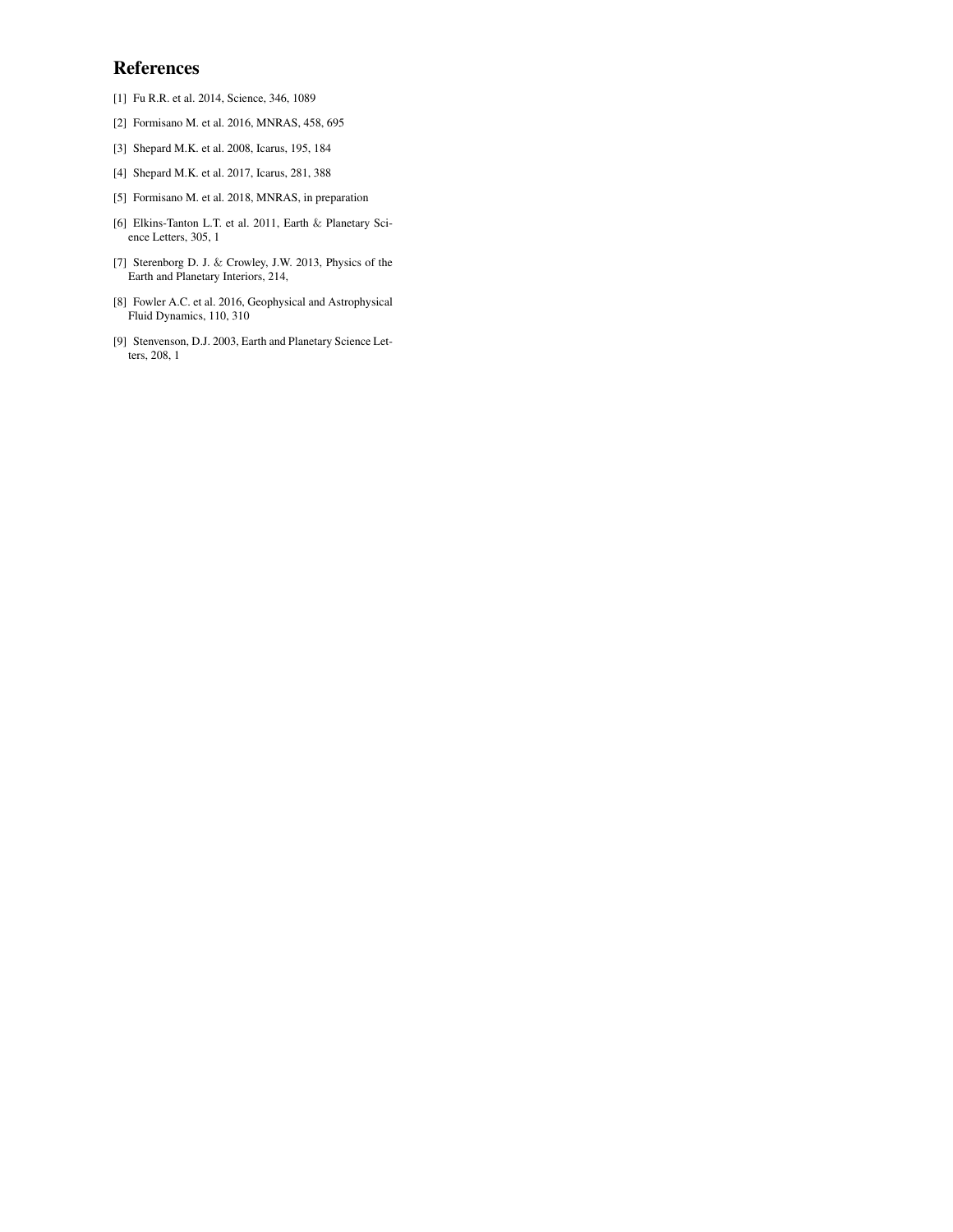## References

[1] Fu R.R. et al. 2014, Science, 346, 1089

[2] Formisano M. et al. 2016, MNRAS, 458, 695

[3] Shepard M.K. et al. 2008, Icarus, 195, 184

[4] Shepard M.K. et al. 2017, Icarus, 281, 388

[5] Formisano M. et al. 2018, MNRAS, in preparation

[6] Elkins-Tanton L.T. et al. 2011, Earth & Planetary Science Letters, 305, 1

[7] Sterenborg D. J. & Crowley, J.W. 2013, Physics of the Earth and Planetary Interiors, 214,

[8] Fowler A.C. et al. 2016, Geophysical and Astrophysical Fluid Dynamics, 110, 310

[9] Stenvenson, D.J. 2003, Earth and Planetary Science Letters, 208, 1